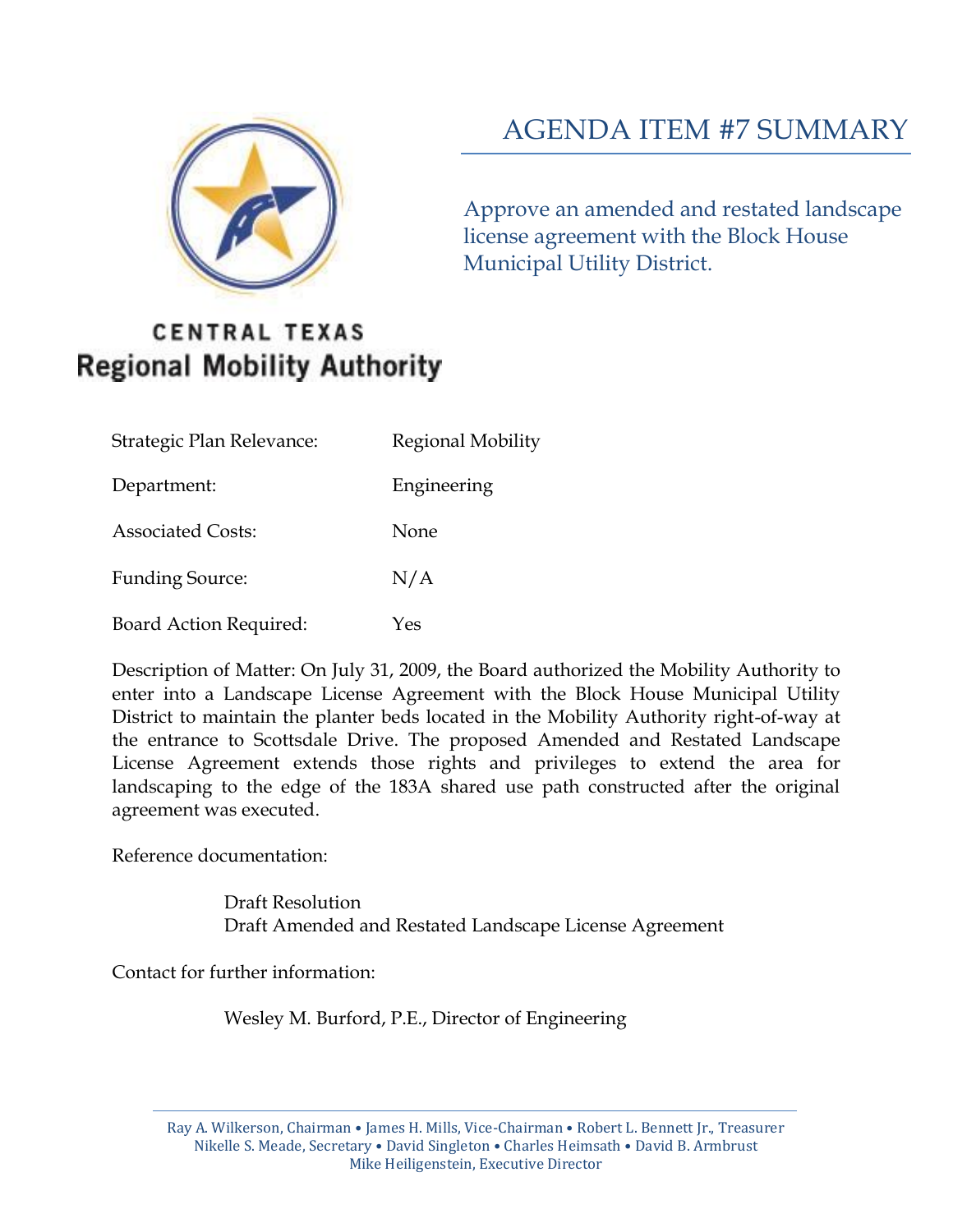**CENTRAL TEXAS**
**Regional Mobility Authority**

# AGENDA ITEM #7 SUMMARY

Approve an amended and restated landscape license agreement with the Block House Municipal Utility District.

| | |
|---|---|
| Strategic Plan Relevance: | Regional Mobility |
| Department: | Engineering |
| Associated Costs: | None |
| Funding Source: | N/A |
| Board Action Required: | Yes |

Description of Matter: On July 31, 2009, the Board authorized the Mobility Authority to enter into a Landscape License Agreement with the Block House Municipal Utility District to maintain the planter beds located in the Mobility Authority right-of-way at the entrance to Scottsdale Drive. The proposed Amended and Restated Landscape License Agreement extends those rights and privileges to extend the area for landscaping to the edge of the 183A shared use path constructed after the original agreement was executed.

Reference documentation:

Draft Resolution
Draft Amended and Restated Landscape License Agreement

Contact for further information:

Wesley M. Burford, P.E., Director of Engineering

Ray A. Wilkerson, Chairman • James H. Mills, Vice-Chairman • Robert L. Bennett Jr., Treasurer
Nikelle S. Meade, Secretary • David Singleton • Charles Heimsath • David B. Armbrust
Mike Heiligenstein, Executive Director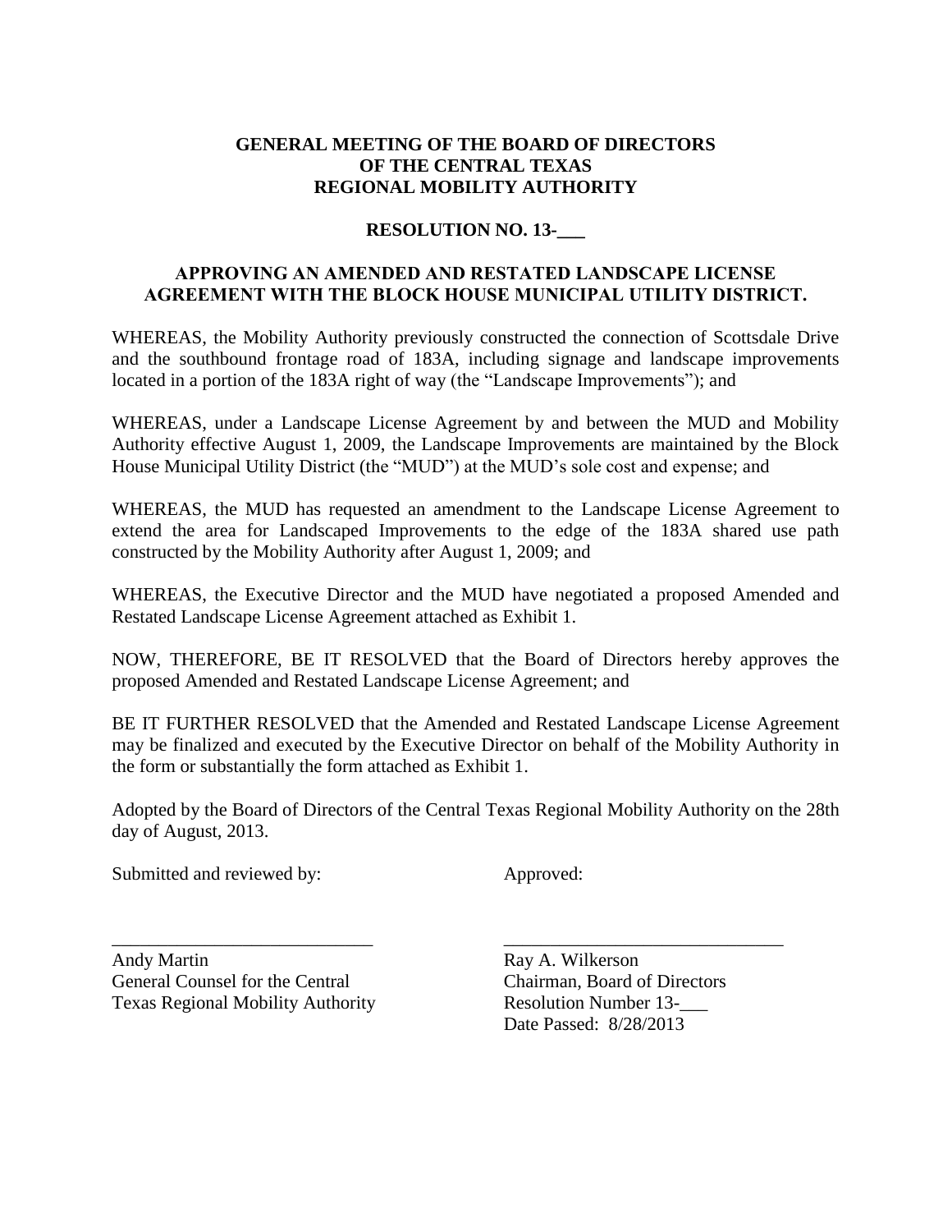**GENERAL MEETING OF THE BOARD OF DIRECTORS**
**OF THE CENTRAL TEXAS**
**REGIONAL MOBILITY AUTHORITY**

**RESOLUTION NO. 13-\_\_\_**

**APPROVING AN AMENDED AND RESTATED LANDSCAPE LICENSE AGREEMENT WITH THE BLOCK HOUSE MUNICIPAL UTILITY DISTRICT.**

WHEREAS, the Mobility Authority previously constructed the connection of Scottsdale Drive and the southbound frontage road of 183A, including signage and landscape improvements located in a portion of the 183A right of way (the "Landscape Improvements"); and

WHEREAS, under a Landscape License Agreement by and between the MUD and Mobility Authority effective August 1, 2009, the Landscape Improvements are maintained by the Block House Municipal Utility District (the "MUD") at the MUD's sole cost and expense; and

WHEREAS, the MUD has requested an amendment to the Landscape License Agreement to extend the area for Landscaped Improvements to the edge of the 183A shared use path constructed by the Mobility Authority after August 1, 2009; and

WHEREAS, the Executive Director and the MUD have negotiated a proposed Amended and Restated Landscape License Agreement attached as Exhibit 1.

NOW, THEREFORE, BE IT RESOLVED that the Board of Directors hereby approves the proposed Amended and Restated Landscape License Agreement; and

BE IT FURTHER RESOLVED that the Amended and Restated Landscape License Agreement may be finalized and executed by the Executive Director on behalf of the Mobility Authority in the form or substantially the form attached as Exhibit 1.

Adopted by the Board of Directors of the Central Texas Regional Mobility Authority on the 28th day of August, 2013.

Submitted and reviewed by:

\_\_\_\_\_\_\_\_\_\_\_\_\_\_\_\_\_\_\_\_\_\_\_\_\_\_\_\_
Andy Martin
General Counsel for the Central Texas Regional Mobility Authority

Approved:

\_\_\_\_\_\_\_\_\_\_\_\_\_\_\_\_\_\_\_\_\_\_\_\_\_\_\_\_
Ray A. Wilkerson
Chairman, Board of Directors
Resolution Number 13-\_\_\_
Date Passed: 8/28/2013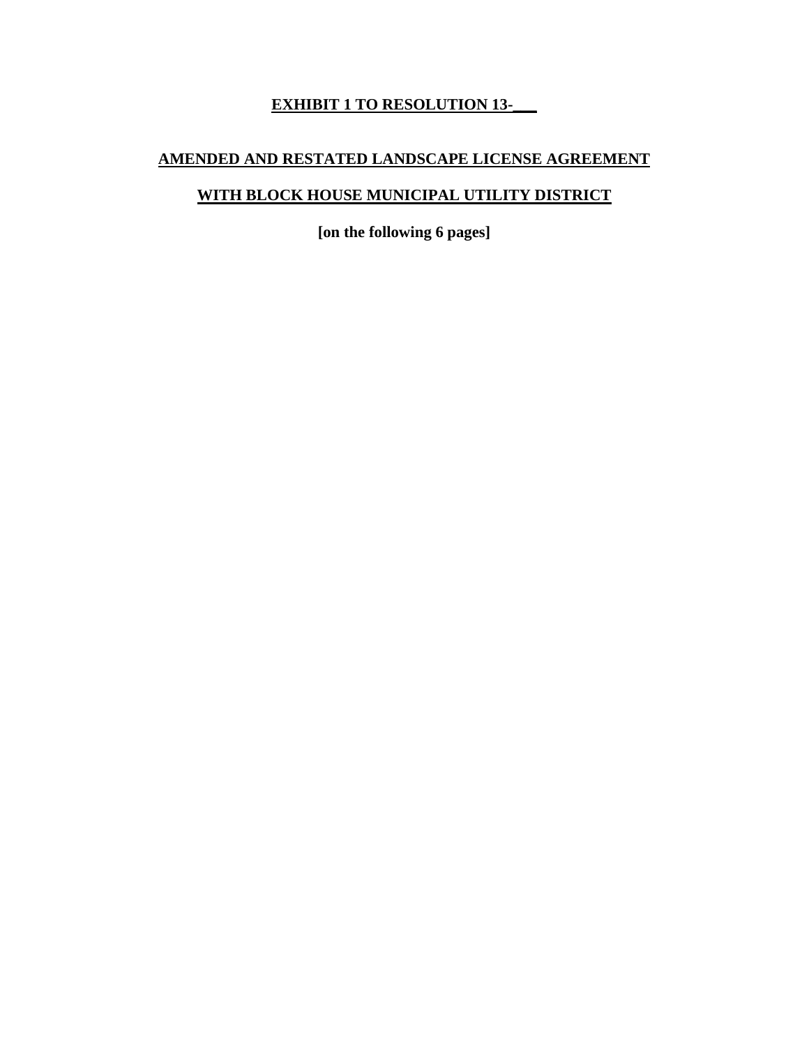**EXHIBIT 1 TO RESOLUTION 13-___**

**AMENDED AND RESTATED LANDSCAPE LICENSE AGREEMENT**

**WITH BLOCK HOUSE MUNICIPAL UTILITY DISTRICT**

**[on the following 6 pages]**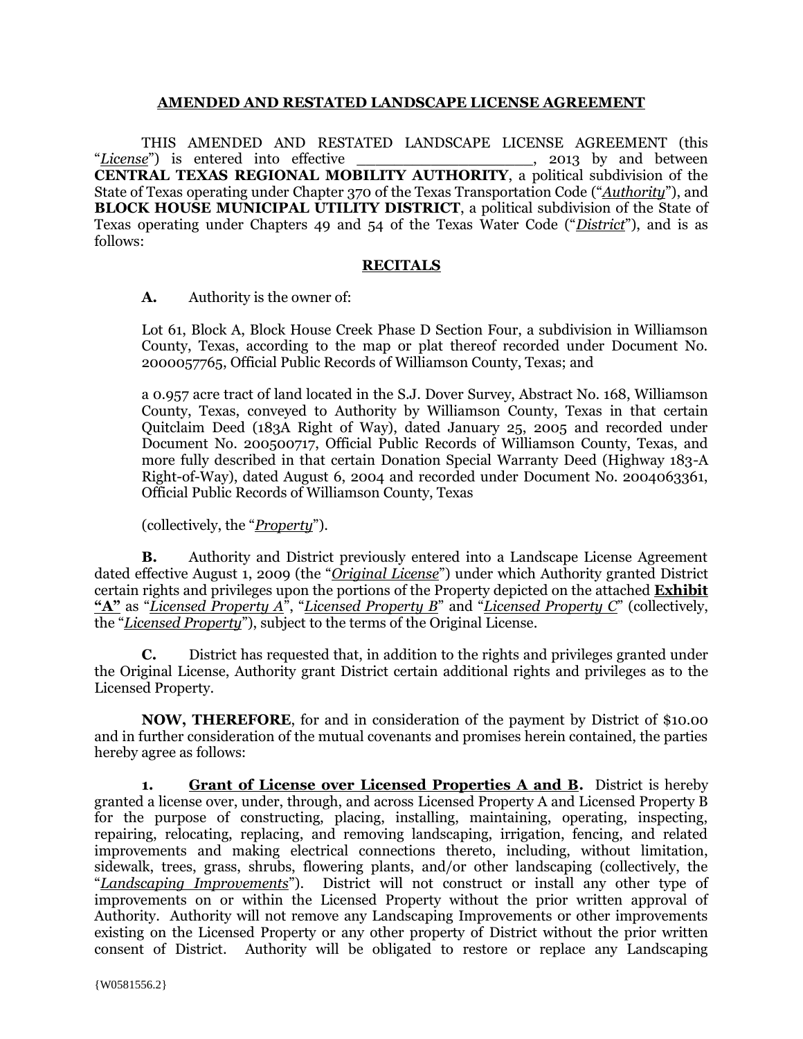**AMENDED AND RESTATED LANDSCAPE LICENSE AGREEMENT**

THIS AMENDED AND RESTATED LANDSCAPE LICENSE AGREEMENT (this "*License*") is entered into effective ___________________, 2013 by and between **CENTRAL TEXAS REGIONAL MOBILITY AUTHORITY**, a political subdivision of the State of Texas operating under Chapter 370 of the Texas Transportation Code ("*Authority*"), and **BLOCK HOUSE MUNICIPAL UTILITY DISTRICT**, a political subdivision of the State of Texas operating under Chapters 49 and 54 of the Texas Water Code ("*District*"), and is as follows:

**RECITALS**

**A.** Authority is the owner of:

Lot 61, Block A, Block House Creek Phase D Section Four, a subdivision in Williamson County, Texas, according to the map or plat thereof recorded under Document No. 2000057765, Official Public Records of Williamson County, Texas; and

a 0.957 acre tract of land located in the S.J. Dover Survey, Abstract No. 168, Williamson County, Texas, conveyed to Authority by Williamson County, Texas in that certain Quitclaim Deed (183A Right of Way), dated January 25, 2005 and recorded under Document No. 200500717, Official Public Records of Williamson County, Texas, and more fully described in that certain Donation Special Warranty Deed (Highway 183-A Right-of-Way), dated August 6, 2004 and recorded under Document No. 2004063361, Official Public Records of Williamson County, Texas

(collectively, the "*Property*").

**B.** Authority and District previously entered into a Landscape License Agreement dated effective August 1, 2009 (the "*Original License*") under which Authority granted District certain rights and privileges upon the portions of the Property depicted on the attached **Exhibit "A"** as "*Licensed Property A*", "*Licensed Property B*" and "*Licensed Property C*" (collectively, the "*Licensed Property*"), subject to the terms of the Original License.

**C.** District has requested that, in addition to the rights and privileges granted under the Original License, Authority grant District certain additional rights and privileges as to the Licensed Property.

**NOW, THEREFORE**, for and in consideration of the payment by District of $10.00 and in further consideration of the mutual covenants and promises herein contained, the parties hereby agree as follows:

**1. Grant of License over Licensed Properties A and B.** District is hereby granted a license over, under, through, and across Licensed Property A and Licensed Property B for the purpose of constructing, placing, installing, maintaining, operating, inspecting, repairing, relocating, replacing, and removing landscaping, irrigation, fencing, and related improvements and making electrical connections thereto, including, without limitation, sidewalk, trees, grass, shrubs, flowering plants, and/or other landscaping (collectively, the "*Landscaping Improvements*"). District will not construct or install any other type of improvements on or within the Licensed Property without the prior written approval of Authority. Authority will not remove any Landscaping Improvements or other improvements existing on the Licensed Property or any other property of District without the prior written consent of District. Authority will be obligated to restore or replace any Landscaping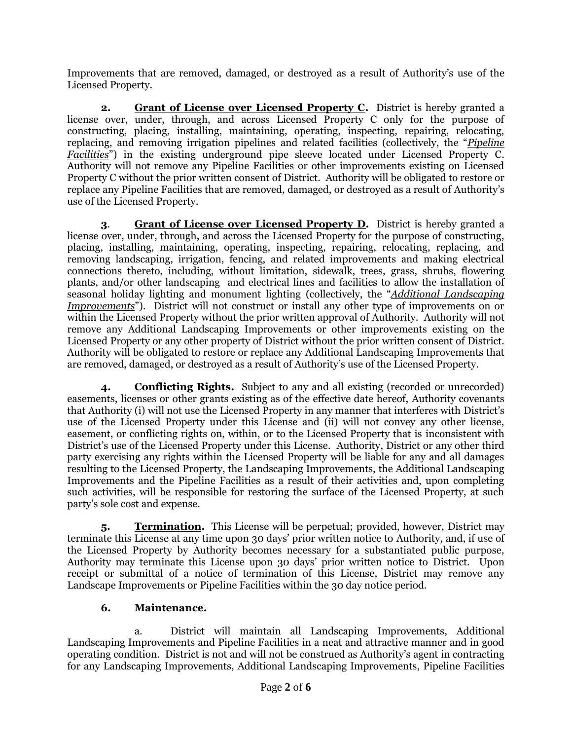Improvements that are removed, damaged, or destroyed as a result of Authority's use of the Licensed Property.

**2. Grant of License over Licensed Property C.** District is hereby granted a license over, under, through, and across Licensed Property C only for the purpose of constructing, placing, installing, maintaining, operating, inspecting, repairing, relocating, replacing, and removing irrigation pipelines and related facilities (collectively, the "*Pipeline Facilities*") in the existing underground pipe sleeve located under Licensed Property C. Authority will not remove any Pipeline Facilities or other improvements existing on Licensed Property C without the prior written consent of District. Authority will be obligated to restore or replace any Pipeline Facilities that are removed, damaged, or destroyed as a result of Authority's use of the Licensed Property.

**3. Grant of License over Licensed Property D.** District is hereby granted a license over, under, through, and across the Licensed Property for the purpose of constructing, placing, installing, maintaining, operating, inspecting, repairing, relocating, replacing, and removing landscaping, irrigation, fencing, and related improvements and making electrical connections thereto, including, without limitation, sidewalk, trees, grass, shrubs, flowering plants, and/or other landscaping and electrical lines and facilities to allow the installation of seasonal holiday lighting and monument lighting (collectively, the "*Additional Landscaping Improvements*"). District will not construct or install any other type of improvements on or within the Licensed Property without the prior written approval of Authority. Authority will not remove any Additional Landscaping Improvements or other improvements existing on the Licensed Property or any other property of District without the prior written consent of District. Authority will be obligated to restore or replace any Additional Landscaping Improvements that are removed, damaged, or destroyed as a result of Authority's use of the Licensed Property.

**4. Conflicting Rights.** Subject to any and all existing (recorded or unrecorded) easements, licenses or other grants existing as of the effective date hereof, Authority covenants that Authority (i) will not use the Licensed Property in any manner that interferes with District's use of the Licensed Property under this License and (ii) will not convey any other license, easement, or conflicting rights on, within, or to the Licensed Property that is inconsistent with District's use of the Licensed Property under this License. Authority, District or any other third party exercising any rights within the Licensed Property will be liable for any and all damages resulting to the Licensed Property, the Landscaping Improvements, the Additional Landscaping Improvements and the Pipeline Facilities as a result of their activities and, upon completing such activities, will be responsible for restoring the surface of the Licensed Property, at such party's sole cost and expense.

**5. Termination.** This License will be perpetual; provided, however, District may terminate this License at any time upon 30 days' prior written notice to Authority, and, if use of the Licensed Property by Authority becomes necessary for a substantiated public purpose, Authority may terminate this License upon 30 days' prior written notice to District. Upon receipt or submittal of a notice of termination of this License, District may remove any Landscape Improvements or Pipeline Facilities within the 30 day notice period.

**6. Maintenance.**

a. District will maintain all Landscaping Improvements, Additional Landscaping Improvements and Pipeline Facilities in a neat and attractive manner and in good operating condition. District is not and will not be construed as Authority's agent in contracting for any Landscaping Improvements, Additional Landscaping Improvements, Pipeline Facilities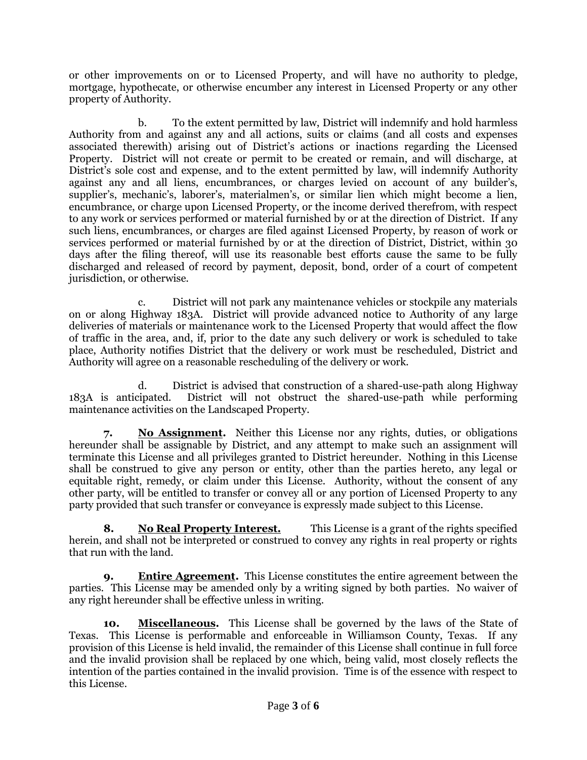or other improvements on or to Licensed Property, and will have no authority to pledge, mortgage, hypothecate, or otherwise encumber any interest in Licensed Property or any other property of Authority.

b. To the extent permitted by law, District will indemnify and hold harmless Authority from and against any and all actions, suits or claims (and all costs and expenses associated therewith) arising out of District's actions or inactions regarding the Licensed Property. District will not create or permit to be created or remain, and will discharge, at District's sole cost and expense, and to the extent permitted by law, will indemnify Authority against any and all liens, encumbrances, or charges levied on account of any builder's, supplier's, mechanic's, laborer's, materialmen's, or similar lien which might become a lien, encumbrance, or charge upon Licensed Property, or the income derived therefrom, with respect to any work or services performed or material furnished by or at the direction of District. If any such liens, encumbrances, or charges are filed against Licensed Property, by reason of work or services performed or material furnished by or at the direction of District, District, within 30 days after the filing thereof, will use its reasonable best efforts cause the same to be fully discharged and released of record by payment, deposit, bond, order of a court of competent jurisdiction, or otherwise.

c. District will not park any maintenance vehicles or stockpile any materials on or along Highway 183A. District will provide advanced notice to Authority of any large deliveries of materials or maintenance work to the Licensed Property that would affect the flow of traffic in the area, and, if, prior to the date any such delivery or work is scheduled to take place, Authority notifies District that the delivery or work must be rescheduled, District and Authority will agree on a reasonable rescheduling of the delivery or work.

d. District is advised that construction of a shared-use-path along Highway 183A is anticipated. District will not obstruct the shared-use-path while performing maintenance activities on the Landscaped Property.

**7. <u>No Assignment</u>.** Neither this License nor any rights, duties, or obligations hereunder shall be assignable by District, and any attempt to make such an assignment will terminate this License and all privileges granted to District hereunder. Nothing in this License shall be construed to give any person or entity, other than the parties hereto, any legal or equitable right, remedy, or claim under this License. Authority, without the consent of any other party, will be entitled to transfer or convey all or any portion of Licensed Property to any party provided that such transfer or conveyance is expressly made subject to this License.

**8. <u>No Real Property Interest.</u>** This License is a grant of the rights specified herein, and shall not be interpreted or construed to convey any rights in real property or rights that run with the land.

**9. <u>Entire Agreement</u>.** This License constitutes the entire agreement between the parties. This License may be amended only by a writing signed by both parties. No waiver of any right hereunder shall be effective unless in writing.

**10. <u>Miscellaneous</u>.** This License shall be governed by the laws of the State of Texas. This License is performable and enforceable in Williamson County, Texas. If any provision of this License is held invalid, the remainder of this License shall continue in full force and the invalid provision shall be replaced by one which, being valid, most closely reflects the intention of the parties contained in the invalid provision. Time is of the essence with respect to this License.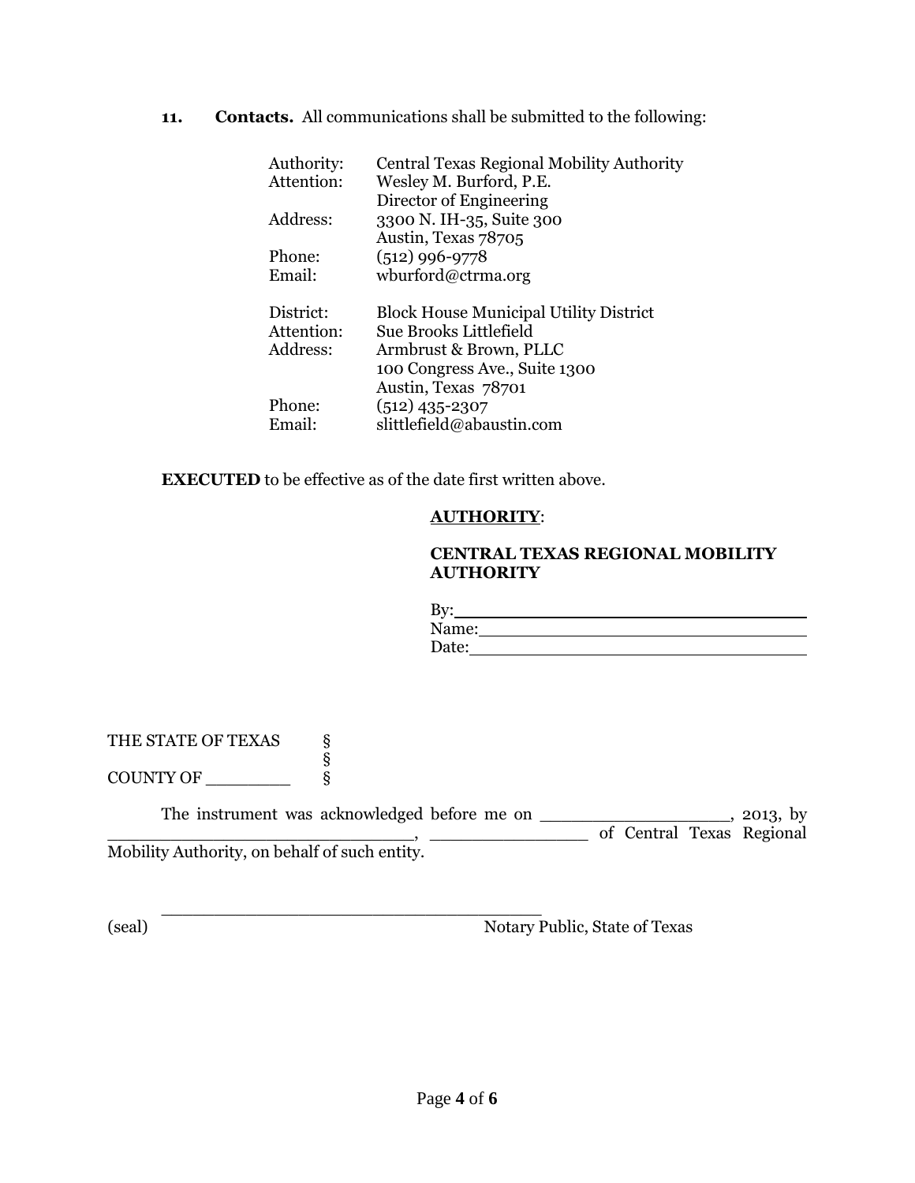**11. Contacts.** All communications shall be submitted to the following:

| | |
|---|---|
| Authority: | Central Texas Regional Mobility Authority |
| Attention: | Wesley M. Burford, P.E. |
| | Director of Engineering |
| Address: | 3300 N. IH-35, Suite 300 |
| | Austin, Texas 78705 |
| Phone: | (512) 996-9778 |
| Email: | wburford@ctrma.org |

| | |
|---|---|
| District: | Block House Municipal Utility District |
| Attention: | Sue Brooks Littlefield |
| Address: | Armbrust & Brown, PLLC |
| | 100 Congress Ave., Suite 1300 |
| | Austin, Texas 78701 |
| Phone: | (512) 435-2307 |
| Email: | slittlefield@abaustin.com |

**EXECUTED** to be effective as of the date first written above.

**AUTHORITY**:

**CENTRAL TEXAS REGIONAL MOBILITY AUTHORITY**

By:\_\_\_\_\_\_\_\_\_\_\_\_\_\_\_\_\_\_\_\_\_\_\_\_\_\_\_\_\_\_\_\_
Name:\_\_\_\_\_\_\_\_\_\_\_\_\_\_\_\_\_\_\_\_\_\_\_\_\_\_\_\_\_\_
Date:\_\_\_\_\_\_\_\_\_\_\_\_\_\_\_\_\_\_\_\_\_\_\_\_\_\_\_\_\_\_

THE STATE OF TEXAS §
§
COUNTY OF \_\_\_\_\_\_\_\_ §

The instrument was acknowledged before me on \_\_\_\_\_\_\_\_\_\_\_\_\_\_\_\_\_\_, 2013, by \_\_\_\_\_\_\_\_\_\_\_\_\_\_\_\_\_\_\_\_\_\_\_\_\_\_\_\_\_\_, \_\_\_\_\_\_\_\_\_\_\_\_\_\_\_ of Central Texas Regional Mobility Authority, on behalf of such entity.

\_\_\_\_\_\_\_\_\_\_\_\_\_\_\_\_\_\_\_\_\_\_\_\_\_\_\_\_\_\_\_\_\_\_\_\_
(seal) Notary Public, State of Texas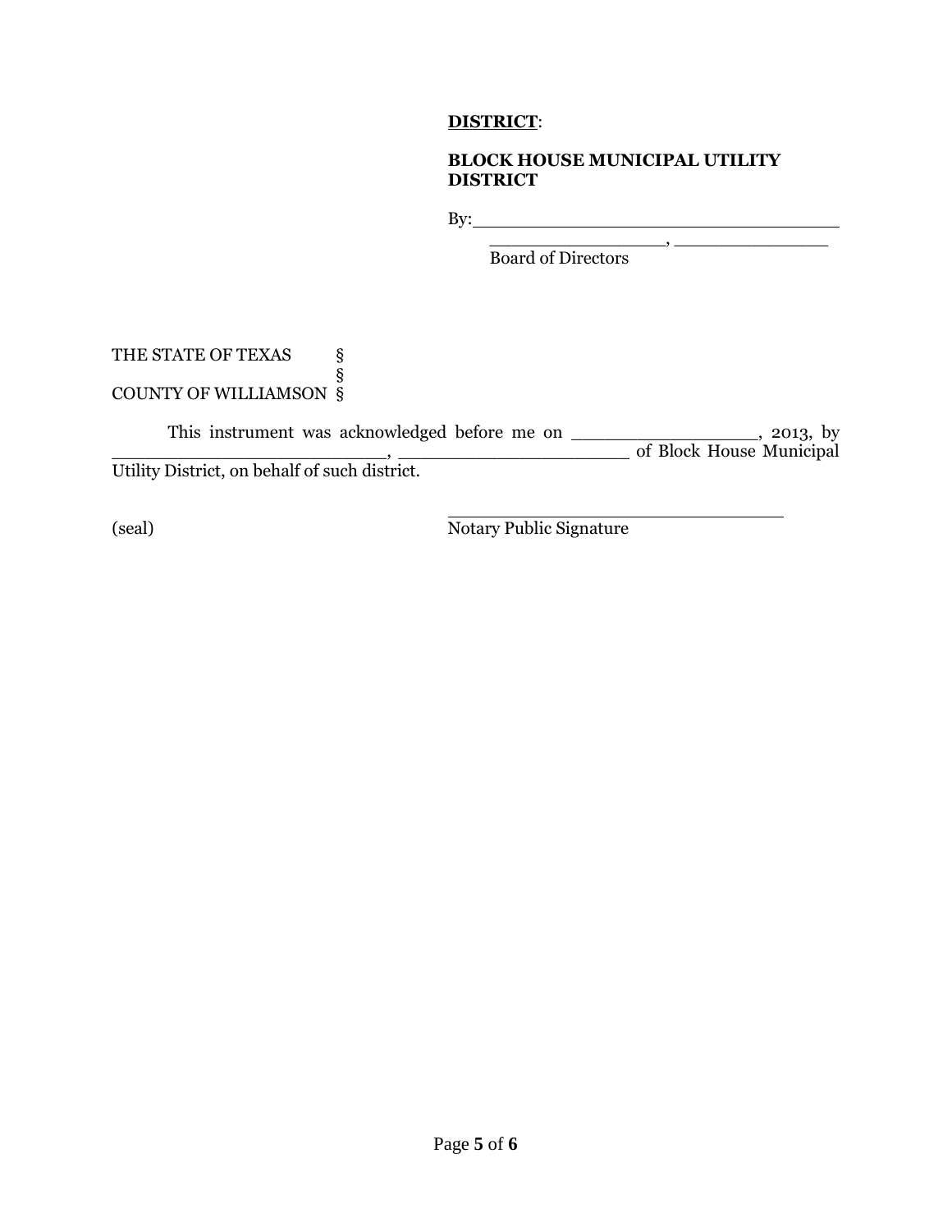**<u>DISTRICT</u>**:

**BLOCK HOUSE MUNICIPAL UTILITY DISTRICT**

By:___________________________________

_________________, ______________
Board of Directors

THE STATE OF TEXAS §
§
COUNTY OF WILLIAMSON §

This instrument was acknowledged before me on _________________, 2013, by ___________________________, ____________________ of Block House Municipal Utility District, on behalf of such district.

(seal)

________________________________
Notary Public Signature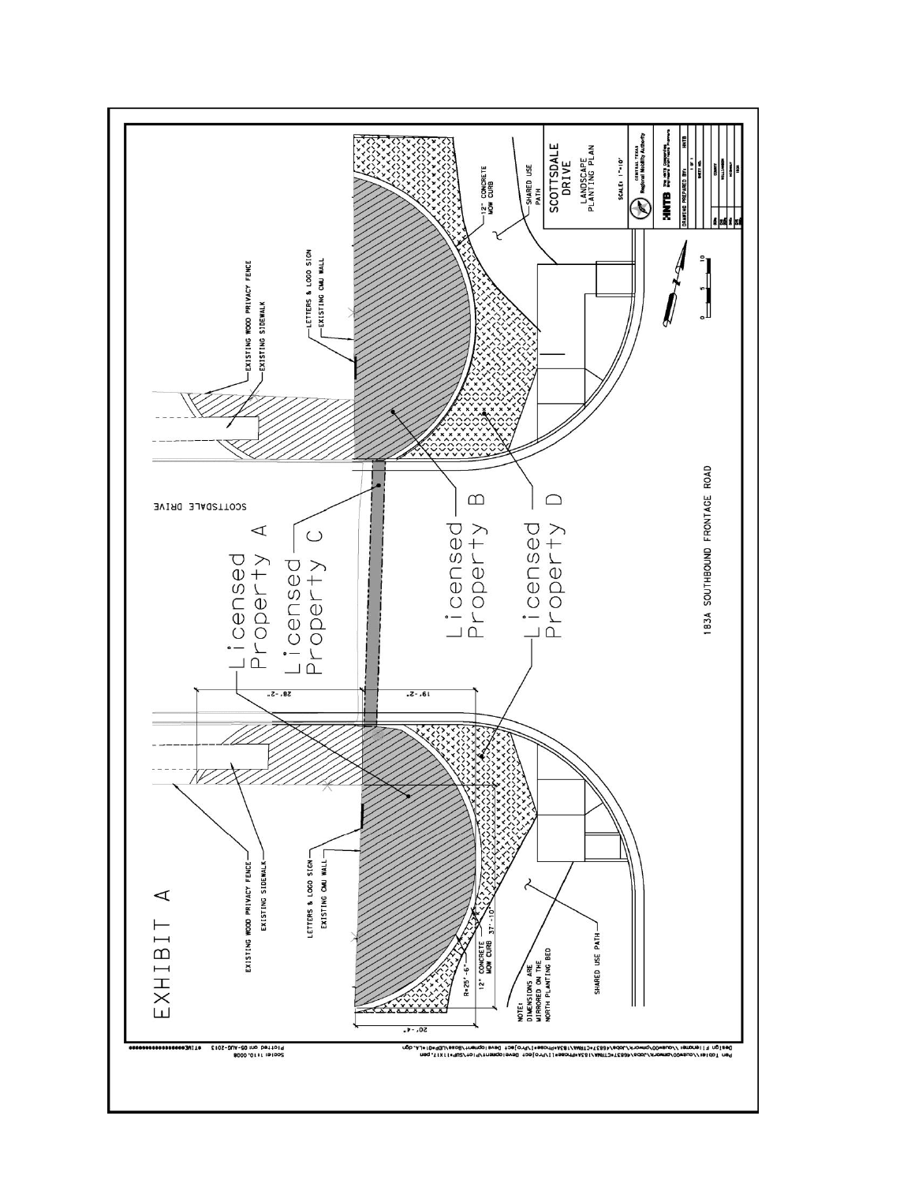# EXHIBIT A

Licensed Property A

Licensed Property C

Licensed Property B

Licensed Property D

SCOTTSDALE DRIVE

183A SOUTHBOUND FRONTAGE ROAD

EXISTING WOOD PRIVACY FENCE

EXISTING SIDEWALK

LETTERS & LOGO SIGN

EXISTING CMU WALL

12" CONCRETE MOW CURB

SHARED USE PATH

R=25'-6"

37'-10"

20'-4"

28'-2"

19'-2"

NOTE: DIMENSIONS ARE MIRRORED ON THE NORTH PLANTING BED

SCOTTSDALE DRIVE

LANDSCAPE PLANTING PLAN

SCALE: 1"=10'

CENTRAL TEXAS Regional Mobility Authority

HNTB

DRAWING PREPARED BY: HNTB

0 5 10

Plotted on 05-AUG-2013

Scale: 1:10.0008